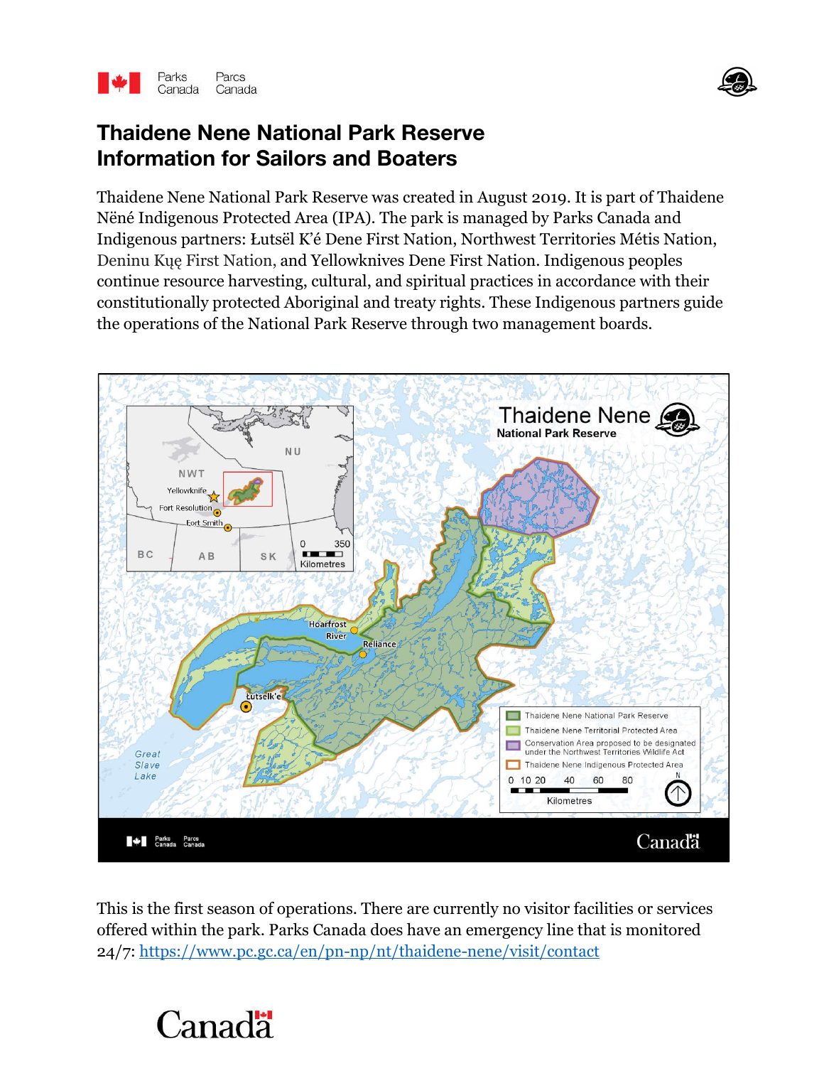# Thaidene Nene National Park Reserve
# Information for Sailors and Boaters

Thaidene Nene National Park Reserve was created in August 2019. It is part of Thaidene Nëné Indigenous Protected Area (IPA). The park is managed by Parks Canada and Indigenous partners: Łutsël K'é Dene First Nation, Northwest Territories Métis Nation, Deninu Kųę First Nation, and Yellowknives Dene First Nation. Indigenous peoples continue resource harvesting, cultural, and spiritual practices in accordance with their constitutionally protected Aboriginal and treaty rights. These Indigenous partners guide the operations of the National Park Reserve through two management boards.

This is the first season of operations. There are currently no visitor facilities or services offered within the park. Parks Canada does have an emergency line that is monitored 24/7: https://www.pc.gc.ca/en/pn-np/nt/thaidene-nene/visit/contact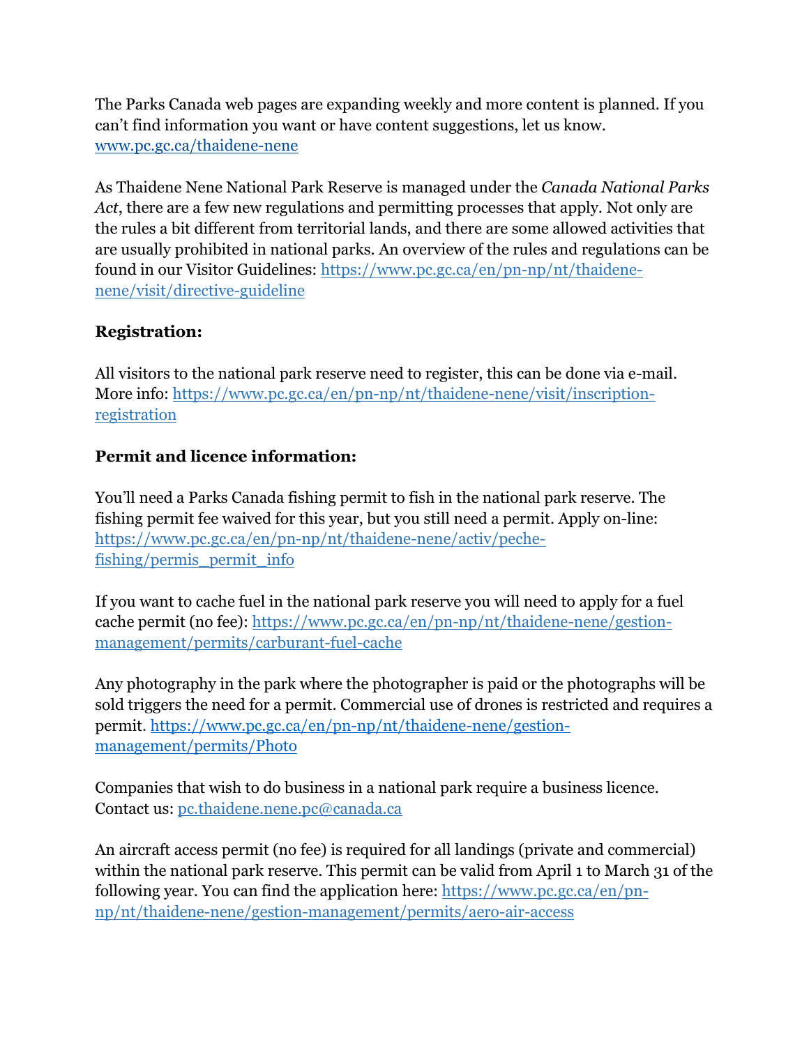The Parks Canada web pages are expanding weekly and more content is planned. If you can't find information you want or have content suggestions, let us know. [www.pc.gc.ca/thaidene-nene](www.pc.gc.ca/thaidene-nene)

As Thaidene Nene National Park Reserve is managed under the *Canada National Parks Act*, there are a few new regulations and permitting processes that apply. Not only are the rules a bit different from territorial lands, and there are some allowed activities that are usually prohibited in national parks. An overview of the rules and regulations can be found in our Visitor Guidelines: [https://www.pc.gc.ca/en/pn-np/nt/thaidene-nene/visit/directive-guideline](https://www.pc.gc.ca/en/pn-np/nt/thaidene-nene/visit/directive-guideline)

**Registration:**

All visitors to the national park reserve need to register, this can be done via e-mail. More info: [https://www.pc.gc.ca/en/pn-np/nt/thaidene-nene/visit/inscription-registration](https://www.pc.gc.ca/en/pn-np/nt/thaidene-nene/visit/inscription-registration)

**Permit and licence information:**

You'll need a Parks Canada fishing permit to fish in the national park reserve. The fishing permit fee waived for this year, but you still need a permit. Apply on-line: [https://www.pc.gc.ca/en/pn-np/nt/thaidene-nene/activ/peche-fishing/permis_permit_info](https://www.pc.gc.ca/en/pn-np/nt/thaidene-nene/activ/peche-fishing/permis_permit_info)

If you want to cache fuel in the national park reserve you will need to apply for a fuel cache permit (no fee): [https://www.pc.gc.ca/en/pn-np/nt/thaidene-nene/gestion-management/permits/carburant-fuel-cache](https://www.pc.gc.ca/en/pn-np/nt/thaidene-nene/gestion-management/permits/carburant-fuel-cache)

Any photography in the park where the photographer is paid or the photographs will be sold triggers the need for a permit. Commercial use of drones is restricted and requires a permit. [https://www.pc.gc.ca/en/pn-np/nt/thaidene-nene/gestion-management/permits/Photo](https://www.pc.gc.ca/en/pn-np/nt/thaidene-nene/gestion-management/permits/Photo)

Companies that wish to do business in a national park require a business licence. Contact us: [pc.thaidene.nene.pc@canada.ca](mailto:pc.thaidene.nene.pc@canada.ca)

An aircraft access permit (no fee) is required for all landings (private and commercial) within the national park reserve. This permit can be valid from April 1 to March 31 of the following year. You can find the application here: [https://www.pc.gc.ca/en/pn-np/nt/thaidene-nene/gestion-management/permits/aero-air-access](https://www.pc.gc.ca/en/pn-np/nt/thaidene-nene/gestion-management/permits/aero-air-access)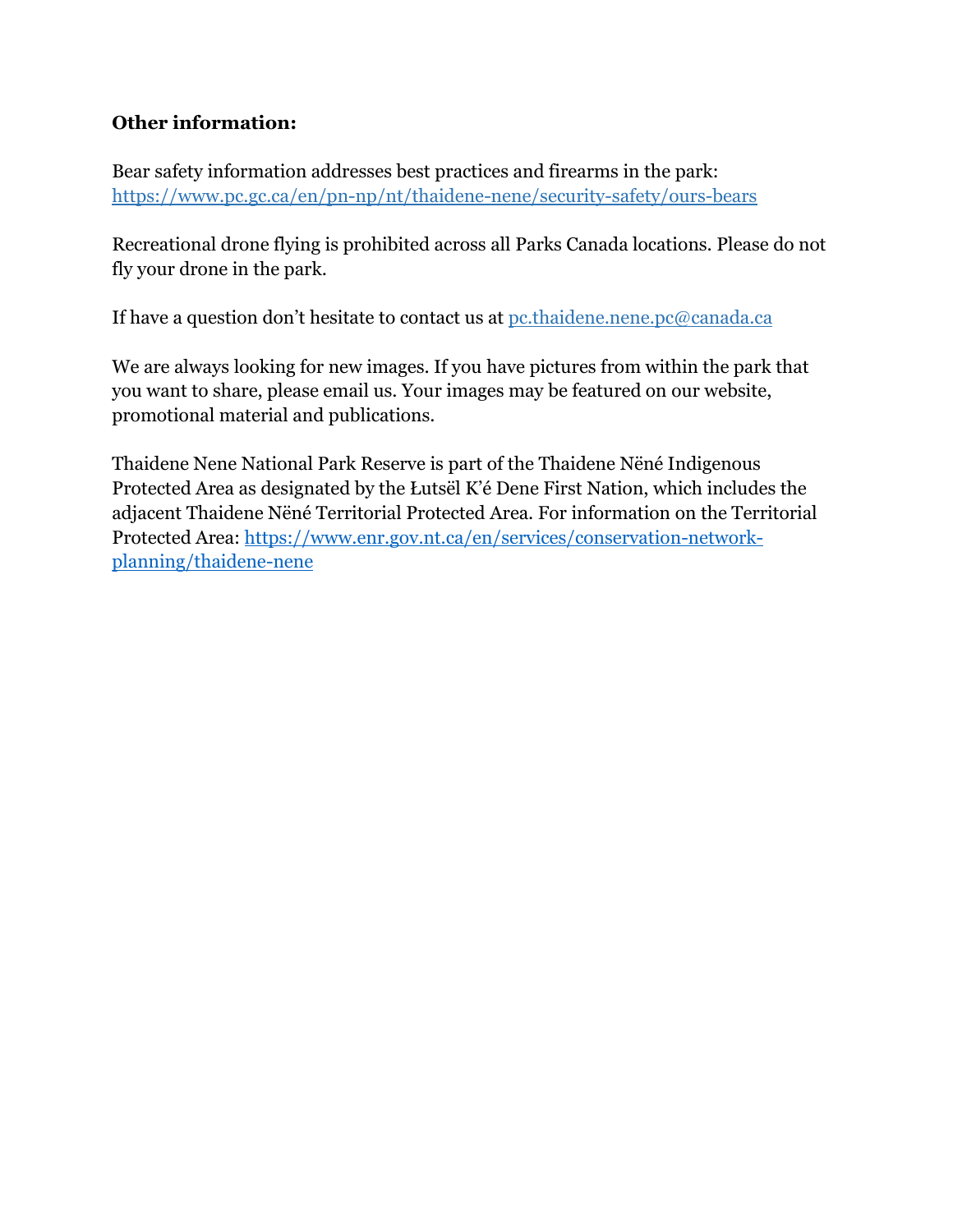**Other information:**

Bear safety information addresses best practices and firearms in the park: [https://www.pc.gc.ca/en/pn-np/nt/thaidene-nene/security-safety/ours-bears](https://www.pc.gc.ca/en/pn-np/nt/thaidene-nene/security-safety/ours-bears)

Recreational drone flying is prohibited across all Parks Canada locations. Please do not fly your drone in the park.

If have a question don't hesitate to contact us at [pc.thaidene.nene.pc@canada.ca](mailto:pc.thaidene.nene.pc@canada.ca)

We are always looking for new images. If you have pictures from within the park that you want to share, please email us. Your images may be featured on our website, promotional material and publications.

Thaidene Nene National Park Reserve is part of the Thaidene Nëné Indigenous Protected Area as designated by the Łutsël K'é Dene First Nation, which includes the adjacent Thaidene Nëné Territorial Protected Area. For information on the Territorial Protected Area: [https://www.enr.gov.nt.ca/en/services/conservation-network-planning/thaidene-nene](https://www.enr.gov.nt.ca/en/services/conservation-network-planning/thaidene-nene)